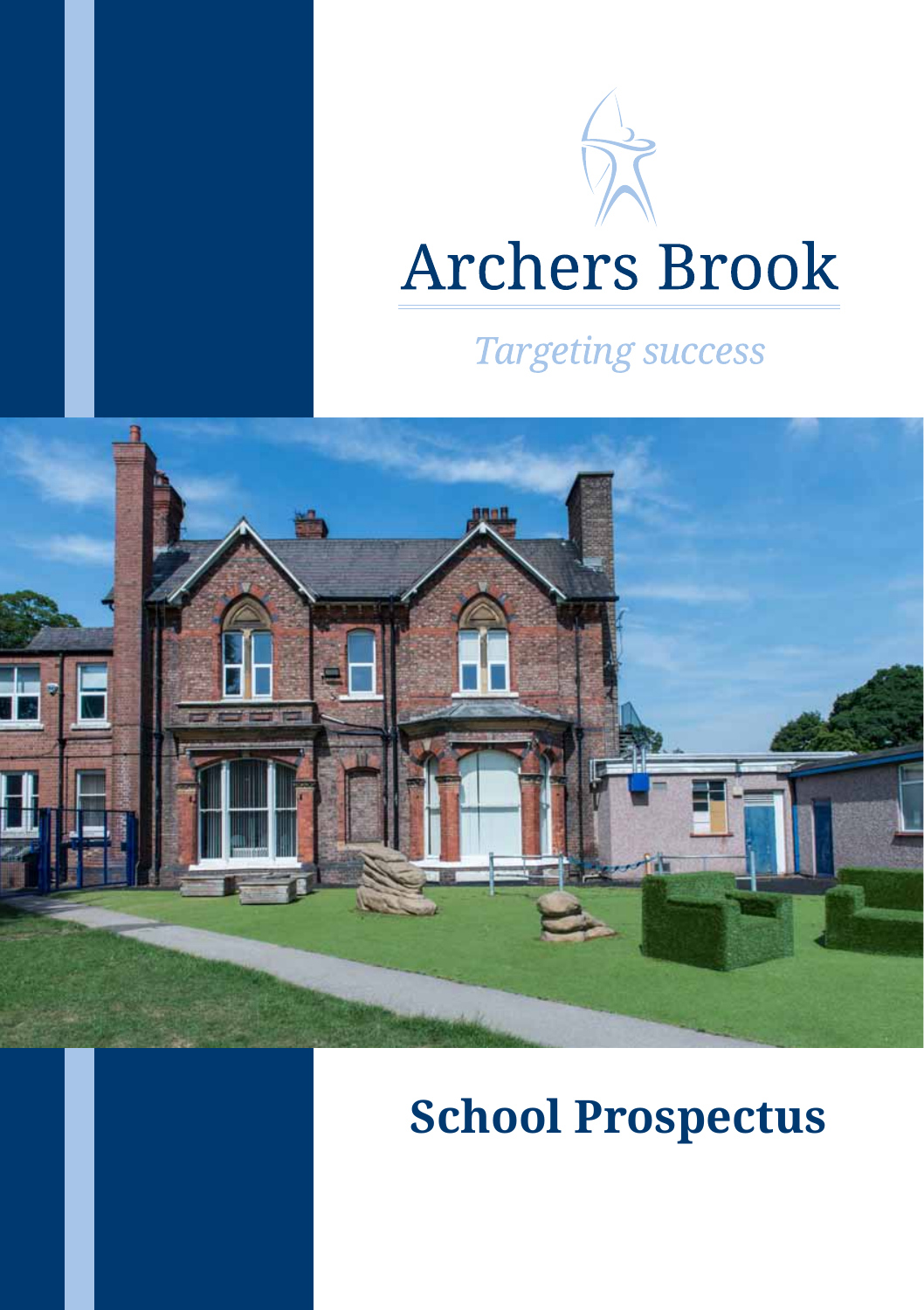# Archers Brook

*Targeting success*

# School Prospectus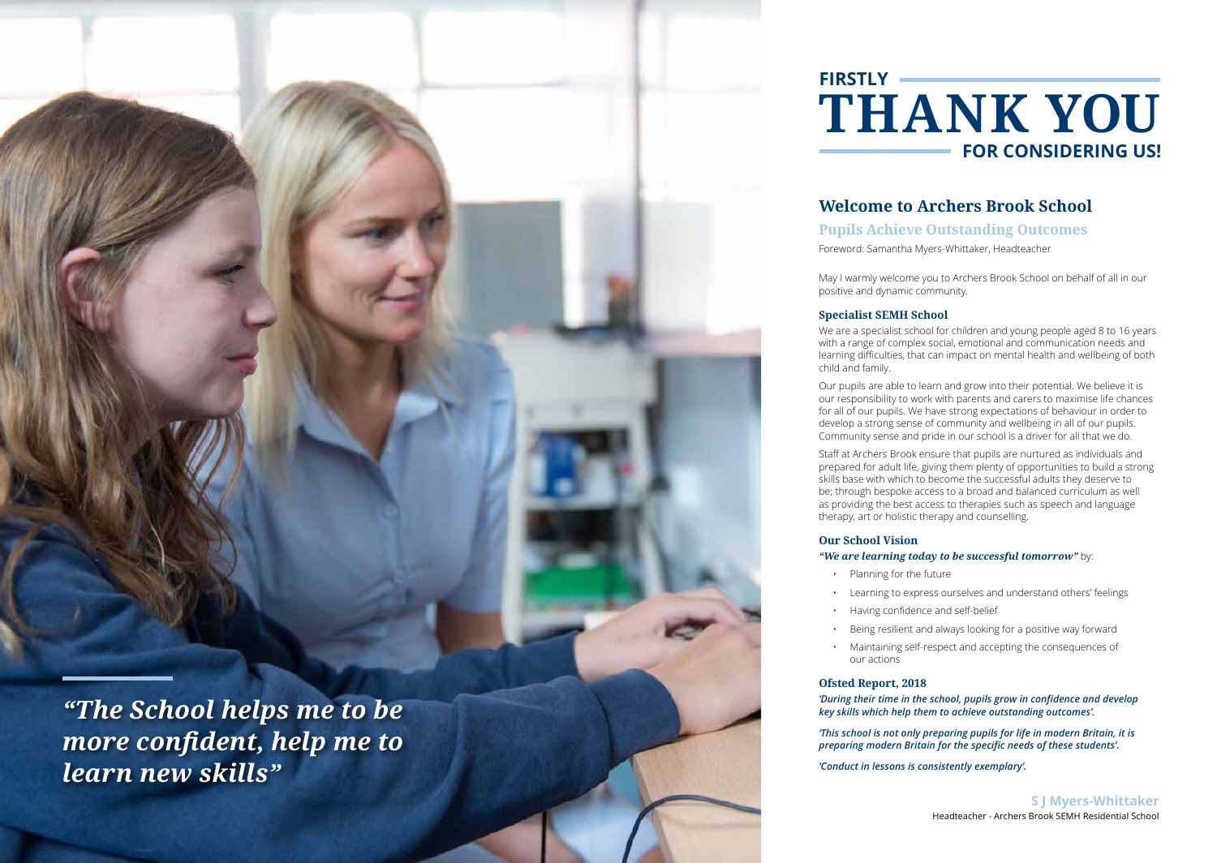*"The School helps me to be more confident, help me to learn new skills"*

FIRSTLY

# THANK YOU

FOR CONSIDERING US!

## Welcome to Archers Brook School

### Pupils Achieve Outstanding Outcomes

Foreword: Samantha Myers-Whittaker, Headteacher

May I warmly welcome you to Archers Brook School on behalf of all in our positive and dynamic community.

#### Specialist SEMH School

We are a specialist school for children and young people aged 8 to 16 years with a range of complex social, emotional and communication needs and learning difficulties, that can impact on mental health and wellbeing of both child and family.

Our pupils are able to learn and grow into their potential. We believe it is our responsibility to work with parents and carers to maximise life chances for all of our pupils. We have strong expectations of behaviour in order to develop a strong sense of community and wellbeing in all of our pupils. Community sense and pride in our school is a driver for all that we do.

Staff at Archers Brook ensure that pupils are nurtured as individuals and prepared for adult life, giving them plenty of opportunities to build a strong skills base with which to become the successful adults they deserve to be; through bespoke access to a broad and balanced curriculum as well as providing the best access to therapies such as speech and language therapy, art or holistic therapy and counselling.

#### Our School Vision

***"We are learning today to be successful tomorrow"*** by:

- Planning for the future
- Learning to express ourselves and understand others' feelings
- Having confidence and self-belief
- Being resilient and always looking for a positive way forward
- Maintaining self-respect and accepting the consequences of our actions

#### Ofsted Report, 2018

***'During their time in the school, pupils grow in confidence and develop key skills which help them to achieve outstanding outcomes'.***

***'This school is not only preparing pupils for life in modern Britain, it is preparing modern Britain for the specific needs of these students'.***

***'Conduct in lessons is consistently exemplary'.***

**S J Myers-Whittaker**
Headteacher - Archers Brook SEMH Residential School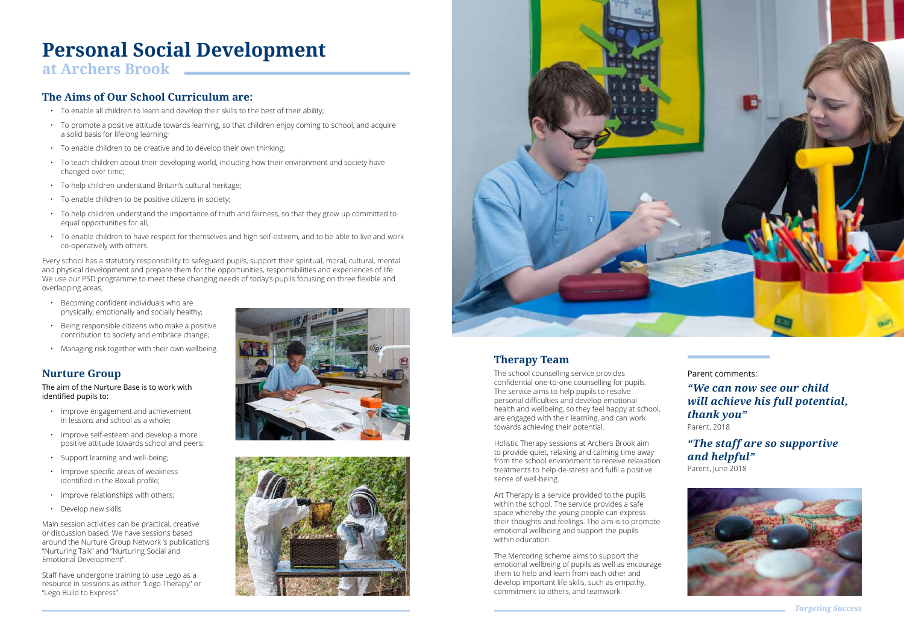# Personal Social Development

## at Archers Brook

### The Aims of Our School Curriculum are:

- To enable all children to learn and develop their skills to the best of their ability;
- To promote a positive attitude towards learning, so that children enjoy coming to school, and acquire a solid basis for lifelong learning;
- To enable children to be creative and to develop their own thinking;
- To teach children about their developing world, including how their environment and society have changed over time;
- To help children understand Britain's cultural heritage;
- To enable children to be positive citizens in society;
- To help children understand the importance of truth and fairness, so that they grow up committed to equal opportunities for all;
- To enable children to have respect for themselves and high self-esteem, and to be able to live and work co-operatively with others.

Every school has a statutory responsibility to safeguard pupils, support their spiritual, moral, cultural, mental and physical development and prepare them for the opportunities, responsibilities and experiences of life. We use our PSD programme to meet these changing needs of today's pupils focusing on three flexible and overlapping areas;

- Becoming confident individuals who are physically, emotionally and socially healthy;
- Being responsible citizens who make a positive contribution to society and embrace change;
- Managing risk together with their own wellbeing.

### Nurture Group

The aim of the Nurture Base is to work with identified pupils to:

- Improve engagement and achievement in lessons and school as a whole;
- Improve self-esteem and develop a more positive attitude towards school and peers;
- Support learning and well-being;
- Improve specific areas of weakness identified in the Boxall profile;
- Improve relationships with others;
- Develop new skills.

Main session activities can be practical, creative or discussion based. We have sessions based around the Nurture Group Network 's publications "Nurturing Talk" and "Nurturing Social and Emotional Development".

Staff have undergone training to use Lego as a resource in sessions as either "Lego Therapy" or "Lego Build to Express".

### Therapy Team

The school counselling service provides confidential one-to-one counselling for pupils. The service aims to help pupils to resolve personal difficulties and develop emotional health and wellbeing, so they feel happy at school, are engaged with their learning, and can work towards achieving their potential.

Holistic Therapy sessions at Archers Brook aim to provide quiet, relaxing and calming time away from the school environment to receive relaxation treatments to help de-stress and fulfil a positive sense of well-being.

Art Therapy is a service provided to the pupils within the school. The service provides a safe space whereby the young people can express their thoughts and feelings. The aim is to promote emotional wellbeing and support the pupils within education.

The Mentoring scheme aims to support the emotional wellbeing of pupils as well as encourage them to help and learn from each other and develop important life skills, such as empathy, commitment to others, and teamwork.

Parent comments:

***"We can now see our child will achieve his full potential, thank you"***
Parent, 2018

***"The staff are so supportive and helpful"***
Parent, June 2018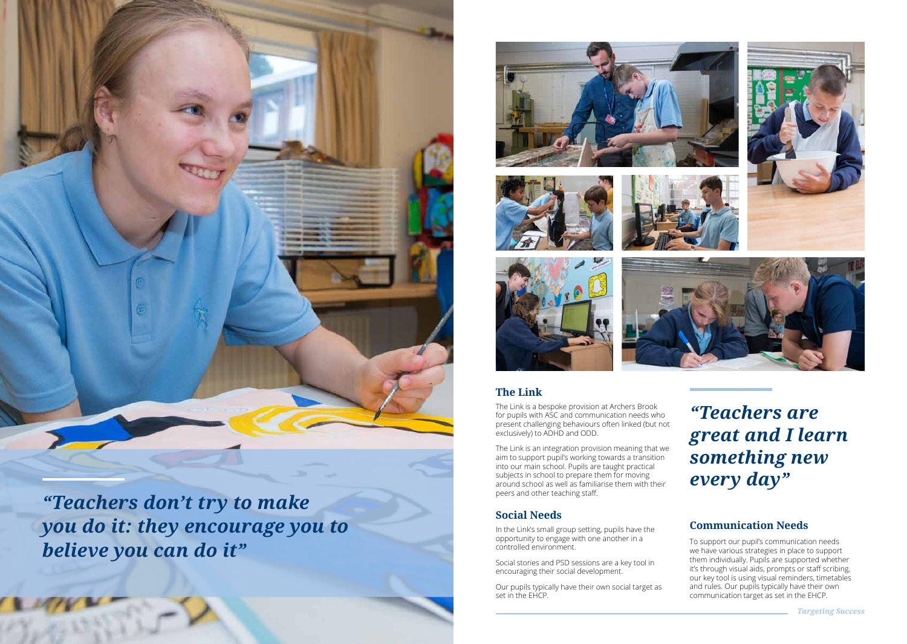*“Teachers don’t try to make you do it: they encourage you to believe you can do it”*

## The Link

The Link is a bespoke provision at Archers Brook for pupils with ASC and communication needs who present challenging behaviours often linked (but not exclusively) to ADHD and ODD.

The Link is an integration provision meaning that we aim to support pupil’s working towards a transition into our main school. Pupils are taught practical subjects in school to prepare them for moving around school as well as familiarise them with their peers and other teaching staff.

## Social Needs

In the Link’s small group setting, pupils have the opportunity to engage with one another in a controlled environment.

Social stories and PSD sessions are a key tool in encouraging their social development.

Our pupils typically have their own social target as set in the EHCP.

*“Teachers are great and I learn something new every day”*

## Communication Needs

To support our pupil’s communication needs we have various strategies in place to support them individually. Pupils are supported whether it’s through visual aids, prompts or staff scribing, our key tool is using visual reminders, timetables and rules. Our pupils typically have their own communication target as set in the EHCP.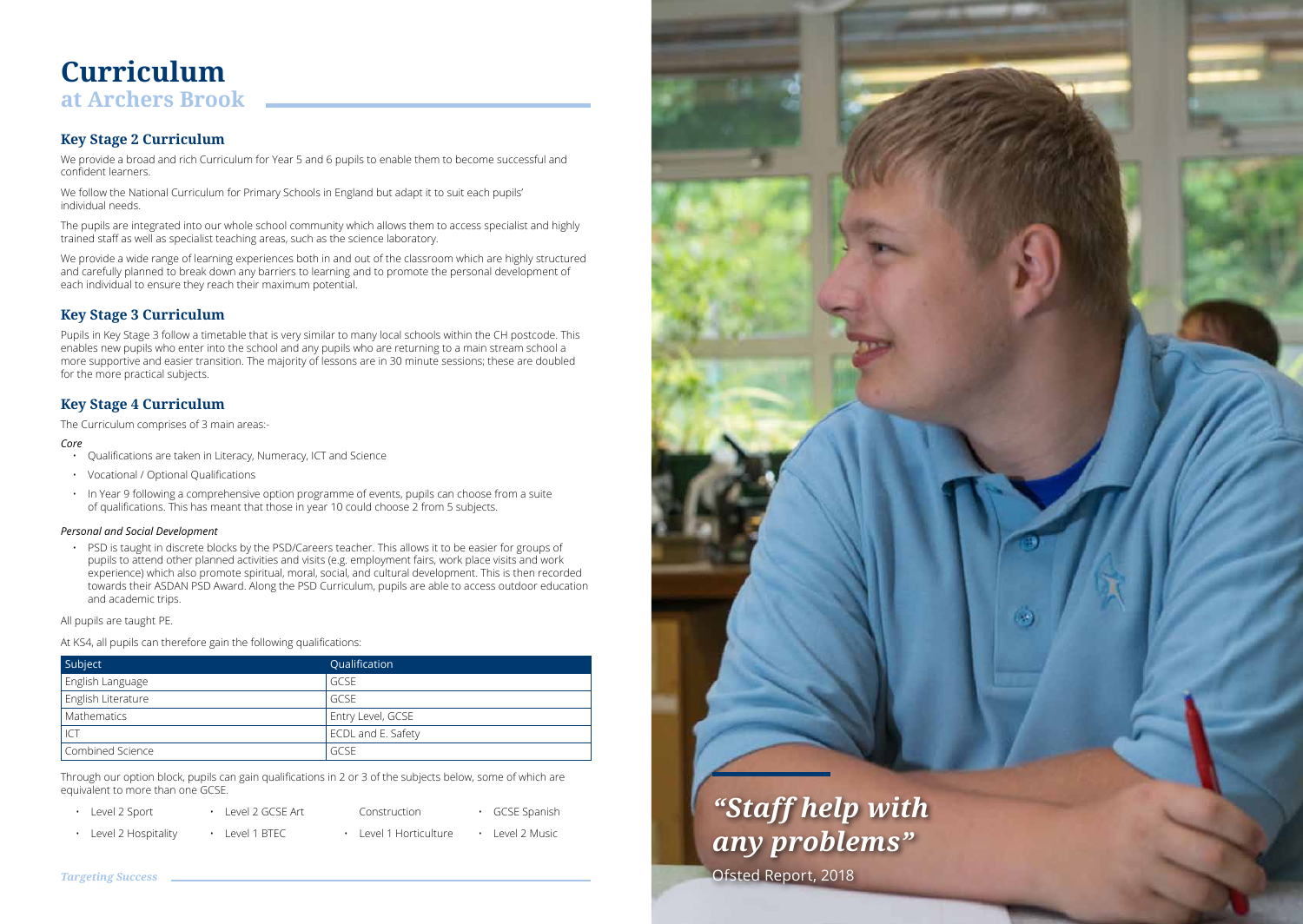# Curriculum
## at Archers Brook

### Key Stage 2 Curriculum

We provide a broad and rich Curriculum for Year 5 and 6 pupils to enable them to become successful and confident learners.

We follow the National Curriculum for Primary Schools in England but adapt it to suit each pupils' individual needs.

The pupils are integrated into our whole school community which allows them to access specialist and highly trained staff as well as specialist teaching areas, such as the science laboratory.

We provide a wide range of learning experiences both in and out of the classroom which are highly structured and carefully planned to break down any barriers to learning and to promote the personal development of each individual to ensure they reach their maximum potential.

### Key Stage 3 Curriculum

Pupils in Key Stage 3 follow a timetable that is very similar to many local schools within the CH postcode. This enables new pupils who enter into the school and any pupils who are returning to a main stream school a more supportive and easier transition. The majority of lessons are in 30 minute sessions; these are doubled for the more practical subjects.

### Key Stage 4 Curriculum

The Curriculum comprises of 3 main areas:-

*Core*

- Qualifications are taken in Literacy, Numeracy, ICT and Science
- Vocational / Optional Qualifications
- In Year 9 following a comprehensive option programme of events, pupils can choose from a suite of qualifications. This has meant that those in year 10 could choose 2 from 5 subjects.

*Personal and Social Development*

- PSD is taught in discrete blocks by the PSD/Careers teacher. This allows it to be easier for groups of pupils to attend other planned activities and visits (e.g. employment fairs, work place visits and work experience) which also promote spiritual, moral, social, and cultural development. This is then recorded towards their ASDAN PSD Award. Along the PSD Curriculum, pupils are able to access outdoor education and academic trips.

All pupils are taught PE.

At KS4, all pupils can therefore gain the following qualifications:

| Subject | Qualification |
| --- | --- |
| English Language | GCSE |
| English Literature | GCSE |
| Mathematics | Entry Level, GCSE |
| ICT | ECDL and E. Safety |
| Combined Science | GCSE |

Through our option block, pupils can gain qualifications in 2 or 3 of the subjects below, some of which are equivalent to more than one GCSE.

- Level 2 Sport
- Level 2 Hospitality
- Level 2 GCSE Art
- Level 1 BTEC Construction
- Level 1 Horticulture
- GCSE Spanish
- Level 2 Music

*"Staff help with any problems"*

Ofsted Report, 2018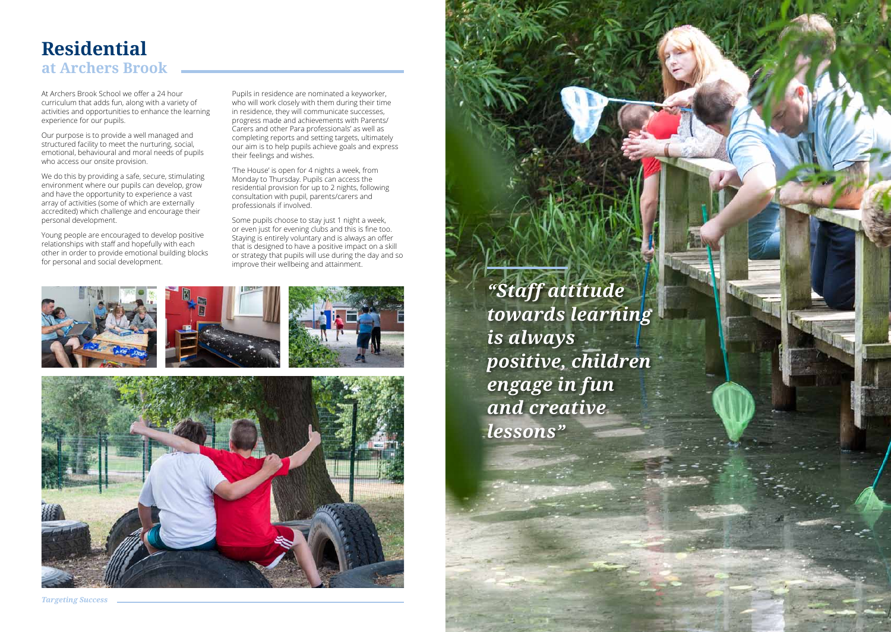# Residential
## at Archers Brook

At Archers Brook School we offer a 24 hour curriculum that adds fun, along with a variety of activities and opportunities to enhance the learning experience for our pupils.

Our purpose is to provide a well managed and structured facility to meet the nurturing, social, emotional, behavioural and moral needs of pupils who access our onsite provision.

We do this by providing a safe, secure, stimulating environment where our pupils can develop, grow and have the opportunity to experience a vast array of activities (some of which are externally accredited) which challenge and encourage their personal development.

Young people are encouraged to develop positive relationships with staff and hopefully with each other in order to provide emotional building blocks for personal and social development.

Pupils in residence are nominated a keyworker, who will work closely with them during their time in residence, they will communicate successes, progress made and achievements with Parents/Carers and other Para professionals' as well as completing reports and setting targets, ultimately our aim is to help pupils achieve goals and express their feelings and wishes.

'The House' is open for 4 nights a week, from Monday to Thursday. Pupils can access the residential provision for up to 2 nights, following consultation with pupil, parents/carers and professionals if involved.

Some pupils choose to stay just 1 night a week, or even just for evening clubs and this is fine too. Staying is entirely voluntary and is always an offer that is designed to have a positive impact on a skill or strategy that pupils will use during the day and so improve their wellbeing and attainment.

***"Staff attitude towards learning is always positive, children engage in fun and creative lessons"***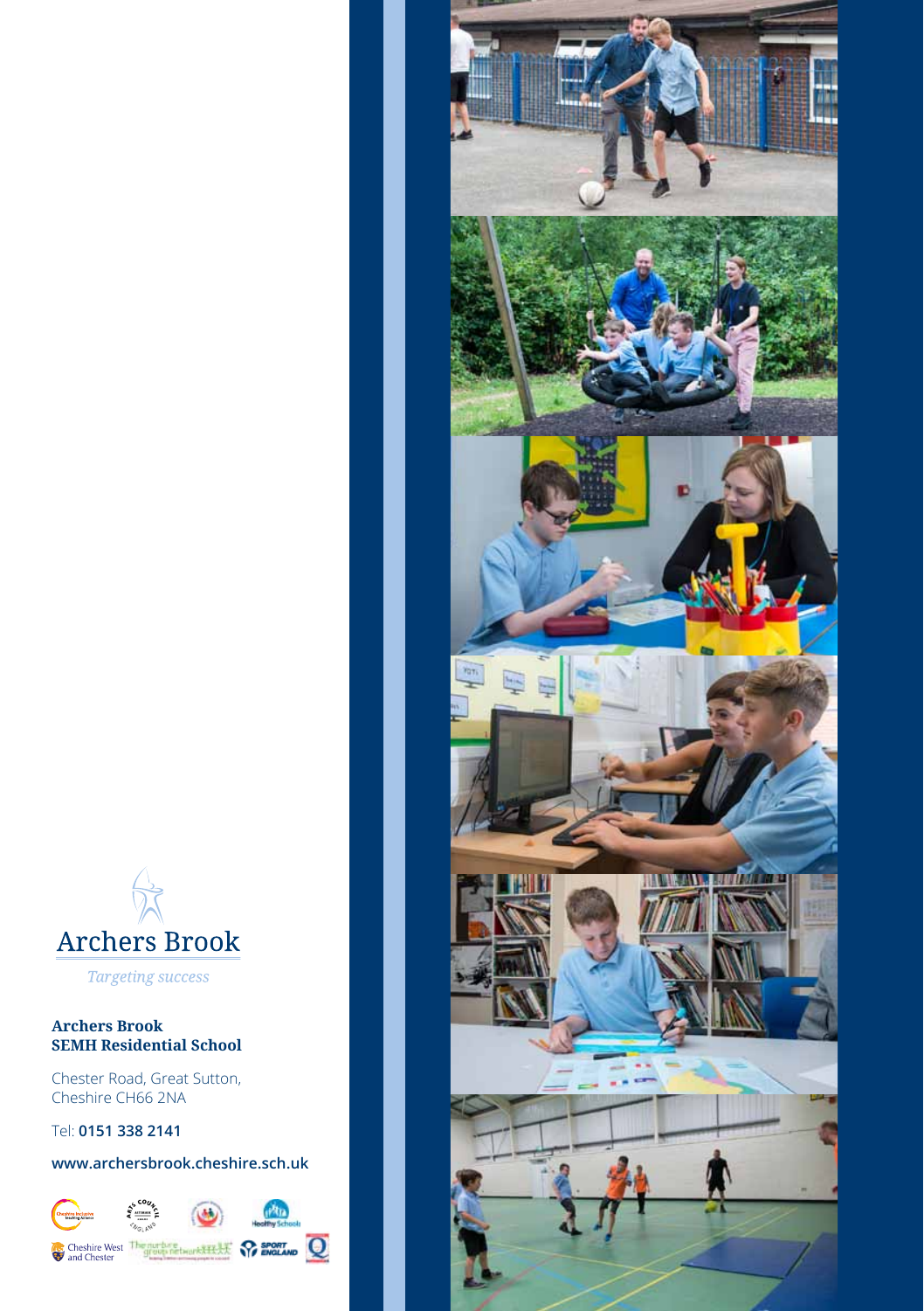Archers Brook

*Targeting success*

**Archers Brook**
**SEMH Residential School**

Chester Road, Great Sutton,
Cheshire CH66 2NA

Tel: **0151 338 2141**

**www.archersbrook.cheshire.sch.uk**